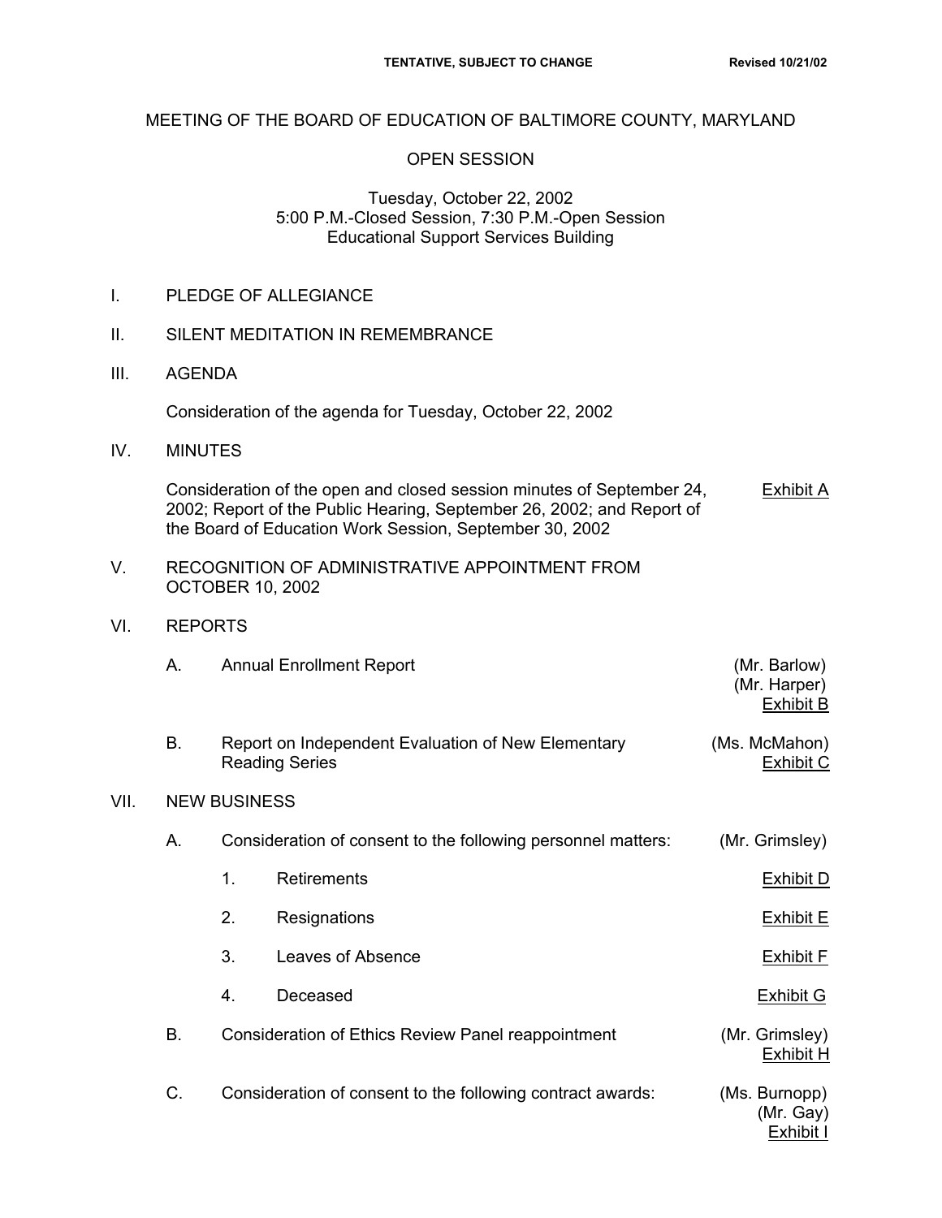**TENTATIVE, SUBJECT TO CHANGE** **Revised 10/21/02**

# MEETING OF THE BOARD OF EDUCATION OF BALTIMORE COUNTY, MARYLAND

## OPEN SESSION

Tuesday, October 22, 2002
5:00 P.M.-Closed Session, 7:30 P.M.-Open Session
Educational Support Services Building

I. PLEDGE OF ALLEGIANCE

II. SILENT MEDITATION IN REMEMBRANCE

III. AGENDA

Consideration of the agenda for Tuesday, October 22, 2002

IV. MINUTES

Consideration of the open and closed session minutes of September 24, 2002; Report of the Public Hearing, September 26, 2002; and Report of the Board of Education Work Session, September 30, 2002 — Exhibit A

V. RECOGNITION OF ADMINISTRATIVE APPOINTMENT FROM OCTOBER 10, 2002

VI. REPORTS

A. Annual Enrollment Report — (Mr. Barlow) (Mr. Harper) Exhibit B

B. Report on Independent Evaluation of New Elementary Reading Series — (Ms. McMahon) Exhibit C

VII. NEW BUSINESS

A. Consideration of consent to the following personnel matters: — (Mr. Grimsley)

1. Retirements — Exhibit D
2. Resignations — Exhibit E
3. Leaves of Absence — Exhibit F
4. Deceased — Exhibit G

B. Consideration of Ethics Review Panel reappointment — (Mr. Grimsley) Exhibit H

C. Consideration of consent to the following contract awards: — (Ms. Burnopp) (Mr. Gay) Exhibit I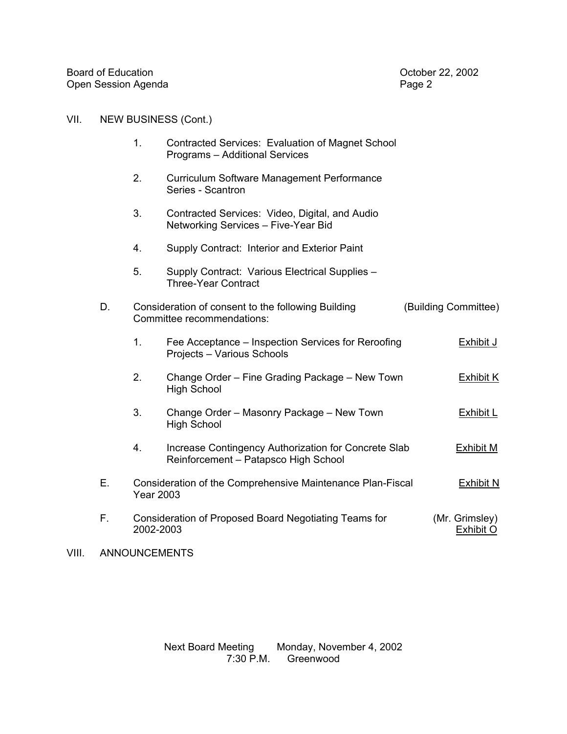VII. NEW BUSINESS (Cont.)

1. Contracted Services: Evaluation of Magnet School Programs – Additional Services

2. Curriculum Software Management Performance Series - Scantron

3. Contracted Services: Video, Digital, and Audio Networking Services – Five-Year Bid

4. Supply Contract: Interior and Exterior Paint

5. Supply Contract: Various Electrical Supplies – Three-Year Contract

D. Consideration of consent to the following Building Committee recommendations: (Building Committee)

1. Fee Acceptance – Inspection Services for Reroofing Projects – Various Schools — Exhibit J

2. Change Order – Fine Grading Package – New Town High School — Exhibit K

3. Change Order – Masonry Package – New Town High School — Exhibit L

4. Increase Contingency Authorization for Concrete Slab Reinforcement – Patapsco High School — Exhibit M

E. Consideration of the Comprehensive Maintenance Plan-Fiscal Year 2003 — Exhibit N

F. Consideration of Proposed Board Negotiating Teams for 2002-2003 (Mr. Grimsley) — Exhibit O

VIII. ANNOUNCEMENTS

Next Board Meeting Monday, November 4, 2002
7:30 P.M. Greenwood